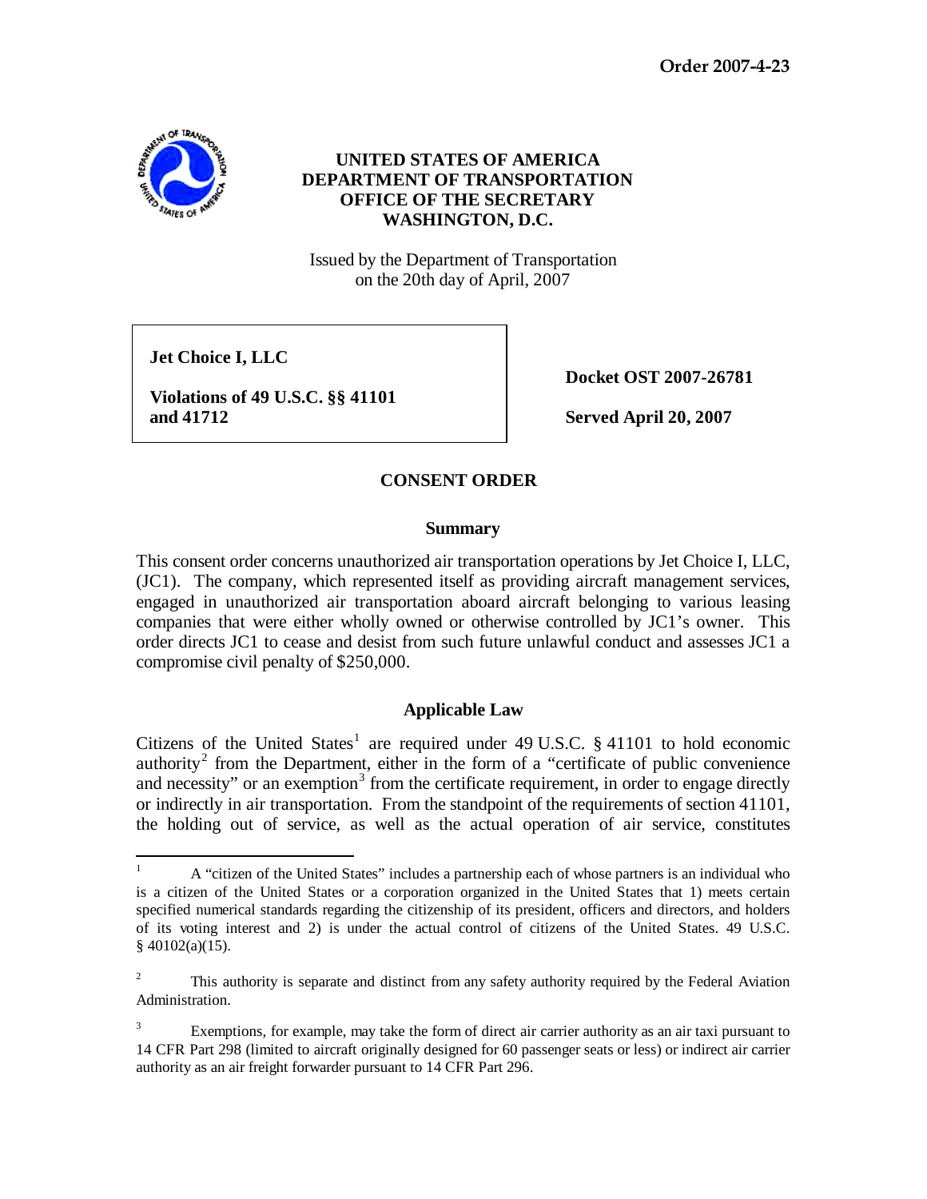**Order 2007-4-23**

**UNITED STATES OF AMERICA**
**DEPARTMENT OF TRANSPORTATION**
**OFFICE OF THE SECRETARY**
**WASHINGTON, D.C.**

Issued by the Department of Transportation
on the 20th day of April, 2007

| | |
|---|---|
| **Jet Choice I, LLC**<br><br>**Violations of 49 U.S.C. §§ 41101 and 41712** | **Docket OST 2007-26781**<br><br>**Served April 20, 2007** |

## CONSENT ORDER

### Summary

This consent order concerns unauthorized air transportation operations by Jet Choice I, LLC, (JC1). The company, which represented itself as providing aircraft management services, engaged in unauthorized air transportation aboard aircraft belonging to various leasing companies that were either wholly owned or otherwise controlled by JC1's owner. This order directs JC1 to cease and desist from such future unlawful conduct and assesses JC1 a compromise civil penalty of $250,000.

### Applicable Law

Citizens of the United States[1] are required under 49 U.S.C. § 41101 to hold economic authority[2] from the Department, either in the form of a "certificate of public convenience and necessity" or an exemption[3] from the certificate requirement, in order to engage directly or indirectly in air transportation. From the standpoint of the requirements of section 41101, the holding out of service, as well as the actual operation of air service, constitutes

---

[1] A "citizen of the United States" includes a partnership each of whose partners is an individual who is a citizen of the United States or a corporation organized in the United States that 1) meets certain specified numerical standards regarding the citizenship of its president, officers and directors, and holders of its voting interest and 2) is under the actual control of citizens of the United States. 49 U.S.C. § 40102(a)(15).

[2] This authority is separate and distinct from any safety authority required by the Federal Aviation Administration.

[3] Exemptions, for example, may take the form of direct air carrier authority as an air taxi pursuant to 14 CFR Part 298 (limited to aircraft originally designed for 60 passenger seats or less) or indirect air carrier authority as an air freight forwarder pursuant to 14 CFR Part 296.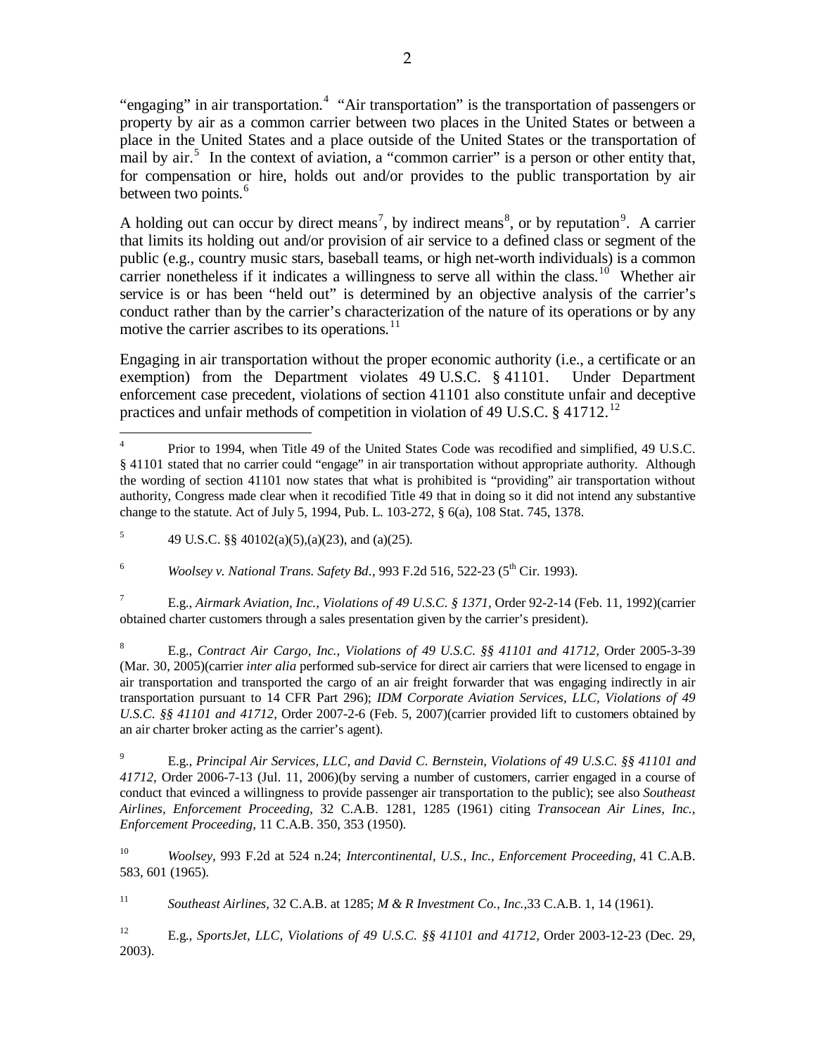"engaging" in air transportation.[4] "Air transportation" is the transportation of passengers or property by air as a common carrier between two places in the United States or between a place in the United States and a place outside of the United States or the transportation of mail by air.[5] In the context of aviation, a "common carrier" is a person or other entity that, for compensation or hire, holds out and/or provides to the public transportation by air between two points.[6]

A holding out can occur by direct means[7], by indirect means[8], or by reputation[9]. A carrier that limits its holding out and/or provision of air service to a defined class or segment of the public (e.g., country music stars, baseball teams, or high net-worth individuals) is a common carrier nonetheless if it indicates a willingness to serve all within the class.[10] Whether air service is or has been "held out" is determined by an objective analysis of the carrier's conduct rather than by the carrier's characterization of the nature of its operations or by any motive the carrier ascribes to its operations.[11]

Engaging in air transportation without the proper economic authority (i.e., a certificate or an exemption) from the Department violates 49 U.S.C. § 41101. Under Department enforcement case precedent, violations of section 41101 also constitute unfair and deceptive practices and unfair methods of competition in violation of 49 U.S.C. § 41712.[12]

---

[4] Prior to 1994, when Title 49 of the United States Code was recodified and simplified, 49 U.S.C. § 41101 stated that no carrier could "engage" in air transportation without appropriate authority. Although the wording of section 41101 now states that what is prohibited is "providing" air transportation without authority, Congress made clear when it recodified Title 49 that in doing so it did not intend any substantive change to the statute. Act of July 5, 1994, Pub. L. 103-272, § 6(a), 108 Stat. 745, 1378.

[5] 49 U.S.C. §§ 40102(a)(5),(a)(23), and (a)(25).

[6] *Woolsey v. National Trans. Safety Bd.*, 993 F.2d 516, 522-23 (5th Cir. 1993).

[7] E.g., *Airmark Aviation, Inc., Violations of 49 U.S.C. § 1371,* Order 92-2-14 (Feb. 11, 1992)(carrier obtained charter customers through a sales presentation given by the carrier's president).

[8] E.g., *Contract Air Cargo, Inc., Violations of 49 U.S.C. §§ 41101 and 41712,* Order 2005-3-39 (Mar. 30, 2005)(carrier *inter alia* performed sub-service for direct air carriers that were licensed to engage in air transportation and transported the cargo of an air freight forwarder that was engaging indirectly in air transportation pursuant to 14 CFR Part 296); *IDM Corporate Aviation Services, LLC, Violations of 49 U.S.C. §§ 41101 and 41712,* Order 2007-2-6 (Feb. 5, 2007)(carrier provided lift to customers obtained by an air charter broker acting as the carrier's agent).

[9] E.g., *Principal Air Services, LLC, and David C. Bernstein, Violations of 49 U.S.C. §§ 41101 and 41712,* Order 2006-7-13 (Jul. 11, 2006)(by serving a number of customers, carrier engaged in a course of conduct that evinced a willingness to provide passenger air transportation to the public); see also *Southeast Airlines, Enforcement Proceeding,* 32 C.A.B. 1281, 1285 (1961) citing *Transocean Air Lines, Inc., Enforcement Proceeding,* 11 C.A.B. 350, 353 (1950).

[10] *Woolsey*, 993 F.2d at 524 n.24; *Intercontinental, U.S., Inc., Enforcement Proceeding*, 41 C.A.B. 583, 601 (1965).

[11] *Southeast Airlines,* 32 C.A.B. at 1285; *M & R Investment Co., Inc.,*33 C.A.B. 1, 14 (1961).

[12] E.g., *SportsJet, LLC, Violations of 49 U.S.C. §§ 41101 and 41712,* Order 2003-12-23 (Dec. 29, 2003).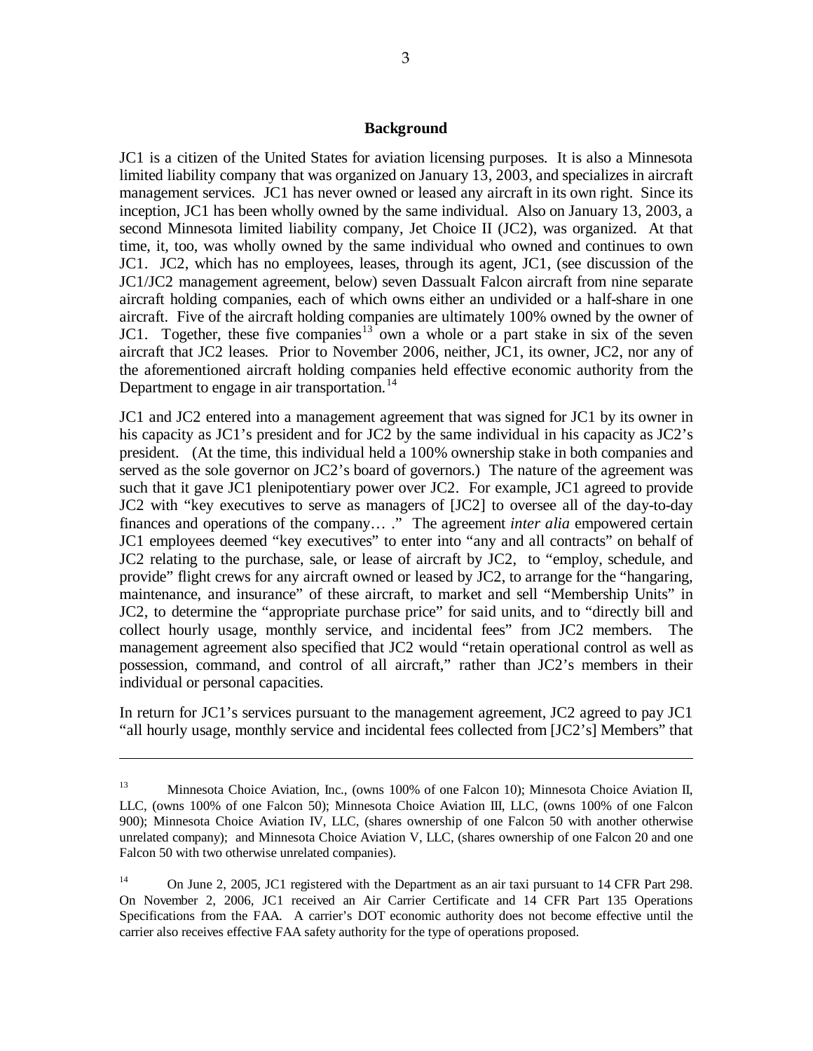**Background**

JC1 is a citizen of the United States for aviation licensing purposes. It is also a Minnesota limited liability company that was organized on January 13, 2003, and specializes in aircraft management services. JC1 has never owned or leased any aircraft in its own right. Since its inception, JC1 has been wholly owned by the same individual. Also on January 13, 2003, a second Minnesota limited liability company, Jet Choice II (JC2), was organized. At that time, it, too, was wholly owned by the same individual who owned and continues to own JC1. JC2, which has no employees, leases, through its agent, JC1, (see discussion of the JC1/JC2 management agreement, below) seven Dassualt Falcon aircraft from nine separate aircraft holding companies, each of which owns either an undivided or a half-share in one aircraft. Five of the aircraft holding companies are ultimately 100% owned by the owner of JC1. Together, these five companies[13] own a whole or a part stake in six of the seven aircraft that JC2 leases. Prior to November 2006, neither, JC1, its owner, JC2, nor any of the aforementioned aircraft holding companies held effective economic authority from the Department to engage in air transportation.[14]

JC1 and JC2 entered into a management agreement that was signed for JC1 by its owner in his capacity as JC1's president and for JC2 by the same individual in his capacity as JC2's president. (At the time, this individual held a 100% ownership stake in both companies and served as the sole governor on JC2's board of governors.) The nature of the agreement was such that it gave JC1 plenipotentiary power over JC2. For example, JC1 agreed to provide JC2 with "key executives to serve as managers of [JC2] to oversee all of the day-to-day finances and operations of the company… ." The agreement *inter alia* empowered certain JC1 employees deemed "key executives" to enter into "any and all contracts" on behalf of JC2 relating to the purchase, sale, or lease of aircraft by JC2, to "employ, schedule, and provide" flight crews for any aircraft owned or leased by JC2, to arrange for the "hangaring, maintenance, and insurance" of these aircraft, to market and sell "Membership Units" in JC2, to determine the "appropriate purchase price" for said units, and to "directly bill and collect hourly usage, monthly service, and incidental fees" from JC2 members. The management agreement also specified that JC2 would "retain operational control as well as possession, command, and control of all aircraft," rather than JC2's members in their individual or personal capacities.

In return for JC1's services pursuant to the management agreement, JC2 agreed to pay JC1 "all hourly usage, monthly service and incidental fees collected from [JC2's] Members" that

---

[13] Minnesota Choice Aviation, Inc., (owns 100% of one Falcon 10); Minnesota Choice Aviation II, LLC, (owns 100% of one Falcon 50); Minnesota Choice Aviation III, LLC, (owns 100% of one Falcon 900); Minnesota Choice Aviation IV, LLC, (shares ownership of one Falcon 50 with another otherwise unrelated company); and Minnesota Choice Aviation V, LLC, (shares ownership of one Falcon 20 and one Falcon 50 with two otherwise unrelated companies).

[14] On June 2, 2005, JC1 registered with the Department as an air taxi pursuant to 14 CFR Part 298. On November 2, 2006, JC1 received an Air Carrier Certificate and 14 CFR Part 135 Operations Specifications from the FAA. A carrier's DOT economic authority does not become effective until the carrier also receives effective FAA safety authority for the type of operations proposed.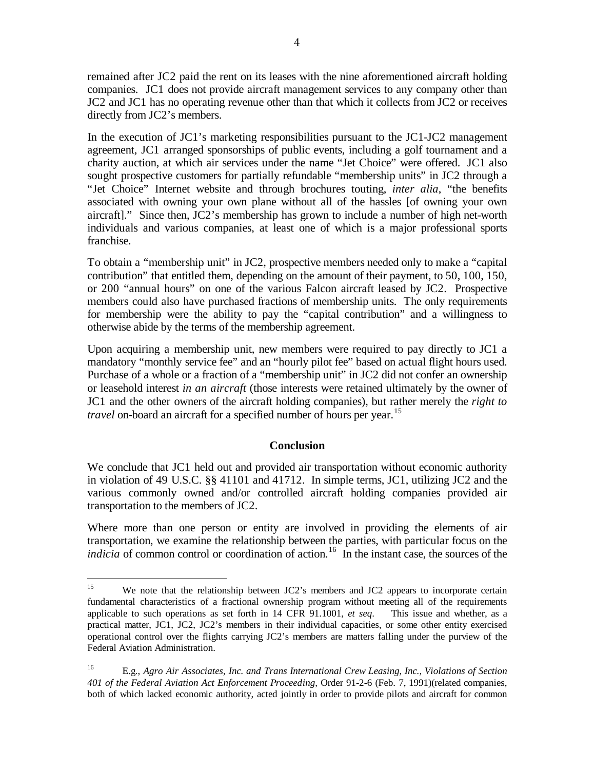remained after JC2 paid the rent on its leases with the nine aforementioned aircraft holding companies. JC1 does not provide aircraft management services to any company other than JC2 and JC1 has no operating revenue other than that which it collects from JC2 or receives directly from JC2's members.

In the execution of JC1's marketing responsibilities pursuant to the JC1-JC2 management agreement, JC1 arranged sponsorships of public events, including a golf tournament and a charity auction, at which air services under the name "Jet Choice" were offered. JC1 also sought prospective customers for partially refundable "membership units" in JC2 through a "Jet Choice" Internet website and through brochures touting, *inter alia*, "the benefits associated with owning your own plane without all of the hassles [of owning your own aircraft]." Since then, JC2's membership has grown to include a number of high net-worth individuals and various companies, at least one of which is a major professional sports franchise.

To obtain a "membership unit" in JC2, prospective members needed only to make a "capital contribution" that entitled them, depending on the amount of their payment, to 50, 100, 150, or 200 "annual hours" on one of the various Falcon aircraft leased by JC2. Prospective members could also have purchased fractions of membership units. The only requirements for membership were the ability to pay the "capital contribution" and a willingness to otherwise abide by the terms of the membership agreement.

Upon acquiring a membership unit, new members were required to pay directly to JC1 a mandatory "monthly service fee" and an "hourly pilot fee" based on actual flight hours used. Purchase of a whole or a fraction of a "membership unit" in JC2 did not confer an ownership or leasehold interest *in an aircraft* (those interests were retained ultimately by the owner of JC1 and the other owners of the aircraft holding companies), but rather merely the *right to travel* on-board an aircraft for a specified number of hours per year.[15]

## Conclusion

We conclude that JC1 held out and provided air transportation without economic authority in violation of 49 U.S.C. §§ 41101 and 41712. In simple terms, JC1, utilizing JC2 and the various commonly owned and/or controlled aircraft holding companies provided air transportation to the members of JC2.

Where more than one person or entity are involved in providing the elements of air transportation, we examine the relationship between the parties, with particular focus on the *indicia* of common control or coordination of action.[16] In the instant case, the sources of the

---

[15] We note that the relationship between JC2's members and JC2 appears to incorporate certain fundamental characteristics of a fractional ownership program without meeting all of the requirements applicable to such operations as set forth in 14 CFR 91.1001, *et seq*. This issue and whether, as a practical matter, JC1, JC2, JC2's members in their individual capacities, or some other entity exercised operational control over the flights carrying JC2's members are matters falling under the purview of the Federal Aviation Administration.

[16] E.g., *Agro Air Associates, Inc. and Trans International Crew Leasing, Inc., Violations of Section 401 of the Federal Aviation Act Enforcement Proceeding,* Order 91-2-6 (Feb. 7, 1991)(related companies, both of which lacked economic authority, acted jointly in order to provide pilots and aircraft for common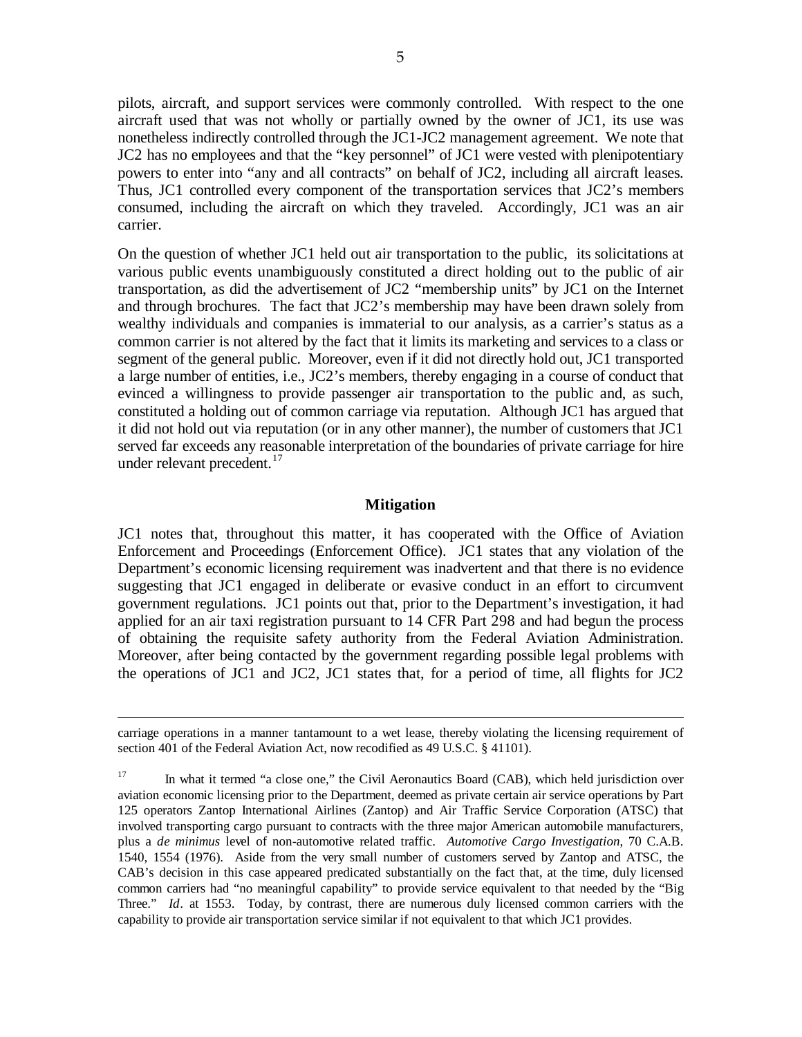pilots, aircraft, and support services were commonly controlled. With respect to the one aircraft used that was not wholly or partially owned by the owner of JC1, its use was nonetheless indirectly controlled through the JC1-JC2 management agreement. We note that JC2 has no employees and that the "key personnel" of JC1 were vested with plenipotentiary powers to enter into "any and all contracts" on behalf of JC2, including all aircraft leases. Thus, JC1 controlled every component of the transportation services that JC2's members consumed, including the aircraft on which they traveled. Accordingly, JC1 was an air carrier.

On the question of whether JC1 held out air transportation to the public, its solicitations at various public events unambiguously constituted a direct holding out to the public of air transportation, as did the advertisement of JC2 "membership units" by JC1 on the Internet and through brochures. The fact that JC2's membership may have been drawn solely from wealthy individuals and companies is immaterial to our analysis, as a carrier's status as a common carrier is not altered by the fact that it limits its marketing and services to a class or segment of the general public. Moreover, even if it did not directly hold out, JC1 transported a large number of entities, i.e., JC2's members, thereby engaging in a course of conduct that evinced a willingness to provide passenger air transportation to the public and, as such, constituted a holding out of common carriage via reputation. Although JC1 has argued that it did not hold out via reputation (or in any other manner), the number of customers that JC1 served far exceeds any reasonable interpretation of the boundaries of private carriage for hire under relevant precedent.[17]

### Mitigation

JC1 notes that, throughout this matter, it has cooperated with the Office of Aviation Enforcement and Proceedings (Enforcement Office). JC1 states that any violation of the Department's economic licensing requirement was inadvertent and that there is no evidence suggesting that JC1 engaged in deliberate or evasive conduct in an effort to circumvent government regulations. JC1 points out that, prior to the Department's investigation, it had applied for an air taxi registration pursuant to 14 CFR Part 298 and had begun the process of obtaining the requisite safety authority from the Federal Aviation Administration. Moreover, after being contacted by the government regarding possible legal problems with the operations of JC1 and JC2, JC1 states that, for a period of time, all flights for JC2

---

carriage operations in a manner tantamount to a wet lease, thereby violating the licensing requirement of section 401 of the Federal Aviation Act, now recodified as 49 U.S.C. § 41101).

[17] In what it termed "a close one," the Civil Aeronautics Board (CAB), which held jurisdiction over aviation economic licensing prior to the Department, deemed as private certain air service operations by Part 125 operators Zantop International Airlines (Zantop) and Air Traffic Service Corporation (ATSC) that involved transporting cargo pursuant to contracts with the three major American automobile manufacturers, plus a *de minimus* level of non-automotive related traffic. *Automotive Cargo Investigation*, 70 C.A.B. 1540, 1554 (1976). Aside from the very small number of customers served by Zantop and ATSC, the CAB's decision in this case appeared predicated substantially on the fact that, at the time, duly licensed common carriers had "no meaningful capability" to provide service equivalent to that needed by the "Big Three." *Id*. at 1553. Today, by contrast, there are numerous duly licensed common carriers with the capability to provide air transportation service similar if not equivalent to that which JC1 provides.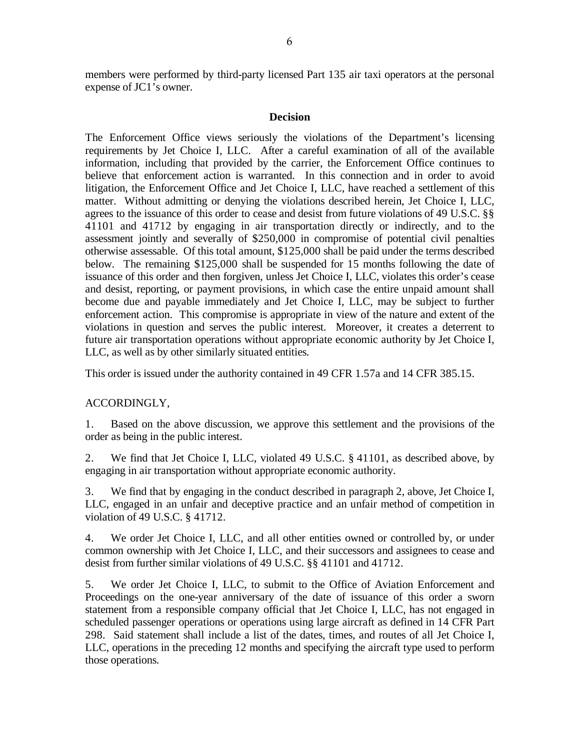members were performed by third-party licensed Part 135 air taxi operators at the personal expense of JC1's owner.

**Decision**

The Enforcement Office views seriously the violations of the Department's licensing requirements by Jet Choice I, LLC. After a careful examination of all of the available information, including that provided by the carrier, the Enforcement Office continues to believe that enforcement action is warranted. In this connection and in order to avoid litigation, the Enforcement Office and Jet Choice I, LLC, have reached a settlement of this matter. Without admitting or denying the violations described herein, Jet Choice I, LLC, agrees to the issuance of this order to cease and desist from future violations of 49 U.S.C. §§ 41101 and 41712 by engaging in air transportation directly or indirectly, and to the assessment jointly and severally of $250,000 in compromise of potential civil penalties otherwise assessable. Of this total amount, $125,000 shall be paid under the terms described below. The remaining $125,000 shall be suspended for 15 months following the date of issuance of this order and then forgiven, unless Jet Choice I, LLC, violates this order's cease and desist, reporting, or payment provisions, in which case the entire unpaid amount shall become due and payable immediately and Jet Choice I, LLC, may be subject to further enforcement action. This compromise is appropriate in view of the nature and extent of the violations in question and serves the public interest. Moreover, it creates a deterrent to future air transportation operations without appropriate economic authority by Jet Choice I, LLC, as well as by other similarly situated entities.

This order is issued under the authority contained in 49 CFR 1.57a and 14 CFR 385.15.

ACCORDINGLY,

1. Based on the above discussion, we approve this settlement and the provisions of the order as being in the public interest.

2. We find that Jet Choice I, LLC, violated 49 U.S.C. § 41101, as described above, by engaging in air transportation without appropriate economic authority.

3. We find that by engaging in the conduct described in paragraph 2, above, Jet Choice I, LLC, engaged in an unfair and deceptive practice and an unfair method of competition in violation of 49 U.S.C. § 41712.

4. We order Jet Choice I, LLC, and all other entities owned or controlled by, or under common ownership with Jet Choice I, LLC, and their successors and assignees to cease and desist from further similar violations of 49 U.S.C. §§ 41101 and 41712.

5. We order Jet Choice I, LLC, to submit to the Office of Aviation Enforcement and Proceedings on the one-year anniversary of the date of issuance of this order a sworn statement from a responsible company official that Jet Choice I, LLC, has not engaged in scheduled passenger operations or operations using large aircraft as defined in 14 CFR Part 298. Said statement shall include a list of the dates, times, and routes of all Jet Choice I, LLC, operations in the preceding 12 months and specifying the aircraft type used to perform those operations.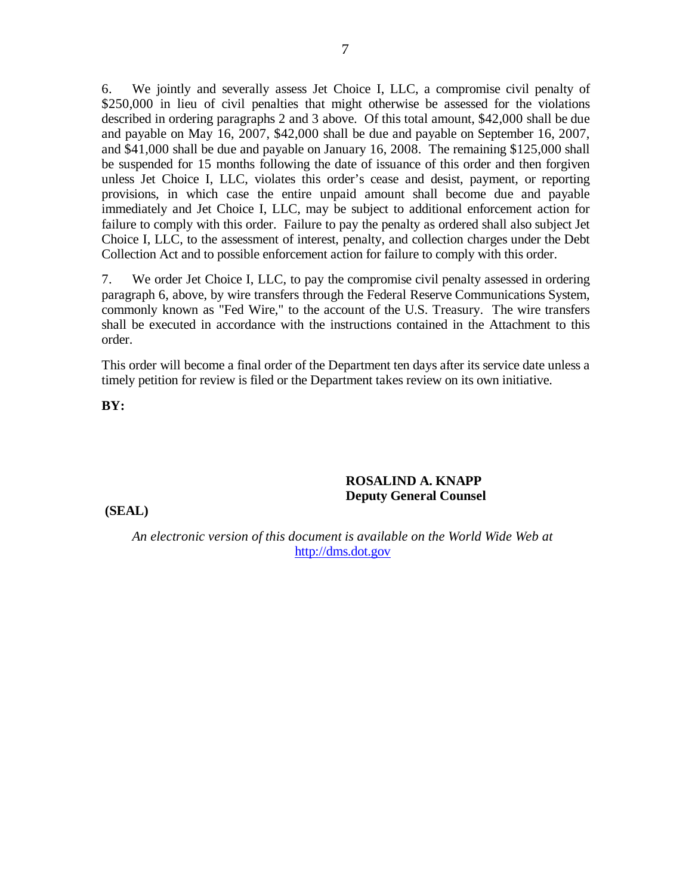6. We jointly and severally assess Jet Choice I, LLC, a compromise civil penalty of $250,000 in lieu of civil penalties that might otherwise be assessed for the violations described in ordering paragraphs 2 and 3 above. Of this total amount, $42,000 shall be due and payable on May 16, 2007, $42,000 shall be due and payable on September 16, 2007, and $41,000 shall be due and payable on January 16, 2008. The remaining $125,000 shall be suspended for 15 months following the date of issuance of this order and then forgiven unless Jet Choice I, LLC, violates this order's cease and desist, payment, or reporting provisions, in which case the entire unpaid amount shall become due and payable immediately and Jet Choice I, LLC, may be subject to additional enforcement action for failure to comply with this order. Failure to pay the penalty as ordered shall also subject Jet Choice I, LLC, to the assessment of interest, penalty, and collection charges under the Debt Collection Act and to possible enforcement action for failure to comply with this order.

7. We order Jet Choice I, LLC, to pay the compromise civil penalty assessed in ordering paragraph 6, above, by wire transfers through the Federal Reserve Communications System, commonly known as "Fed Wire," to the account of the U.S. Treasury. The wire transfers shall be executed in accordance with the instructions contained in the Attachment to this order.

This order will become a final order of the Department ten days after its service date unless a timely petition for review is filed or the Department takes review on its own initiative.

**BY:**

**ROSALIND A. KNAPP**
**Deputy General Counsel**

**(SEAL)**

*An electronic version of this document is available on the World Wide Web at* http://dms.dot.gov